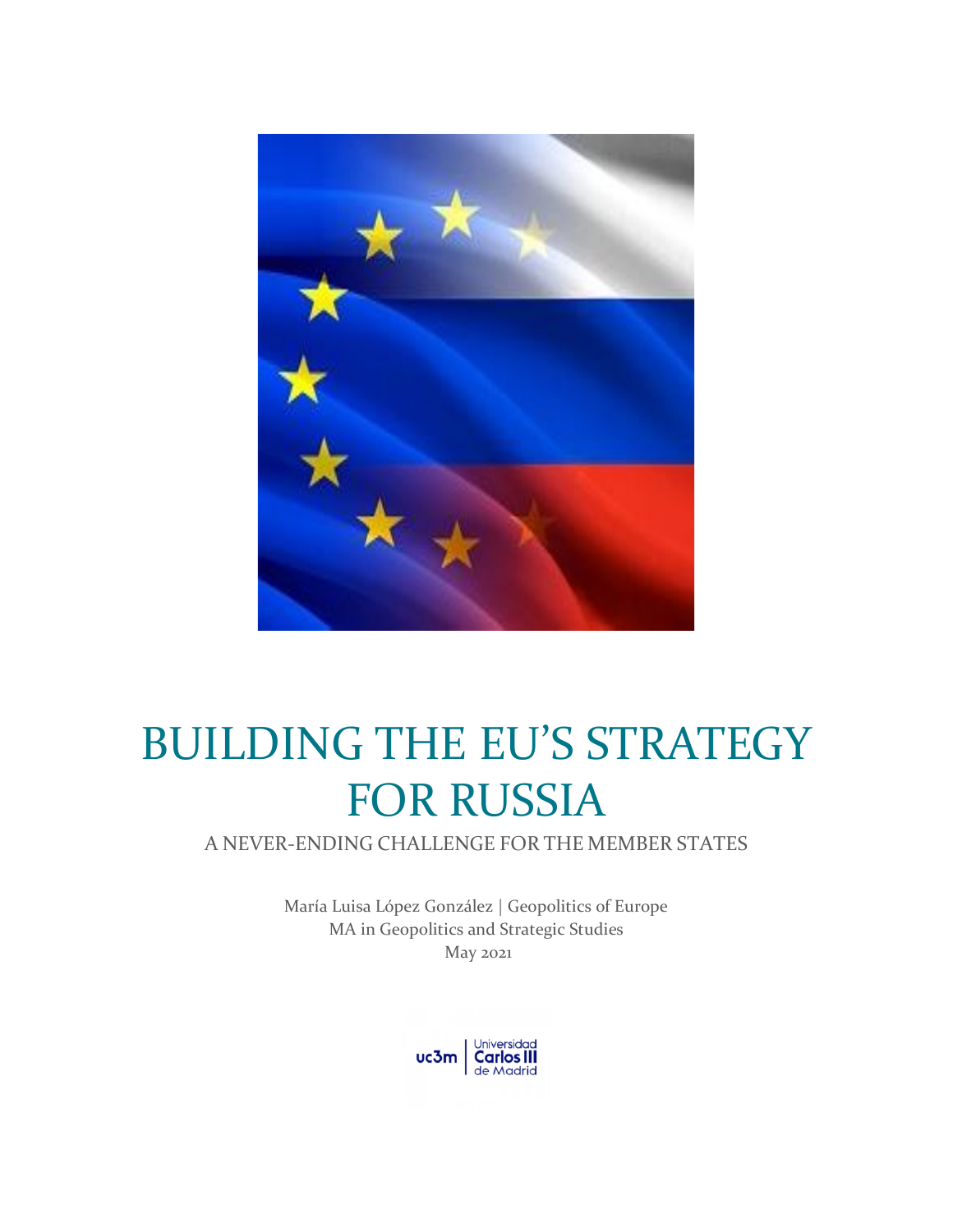# BUILDING THE EU'S STRATEGY FOR RUSSIA

A NEVER-ENDING CHALLENGE FOR THE MEMBER STATES

María Luisa López González | Geopolitics of Europe
MA in Geopolitics and Strategic Studies
May 2021

uc3m | Universidad Carlos III de Madrid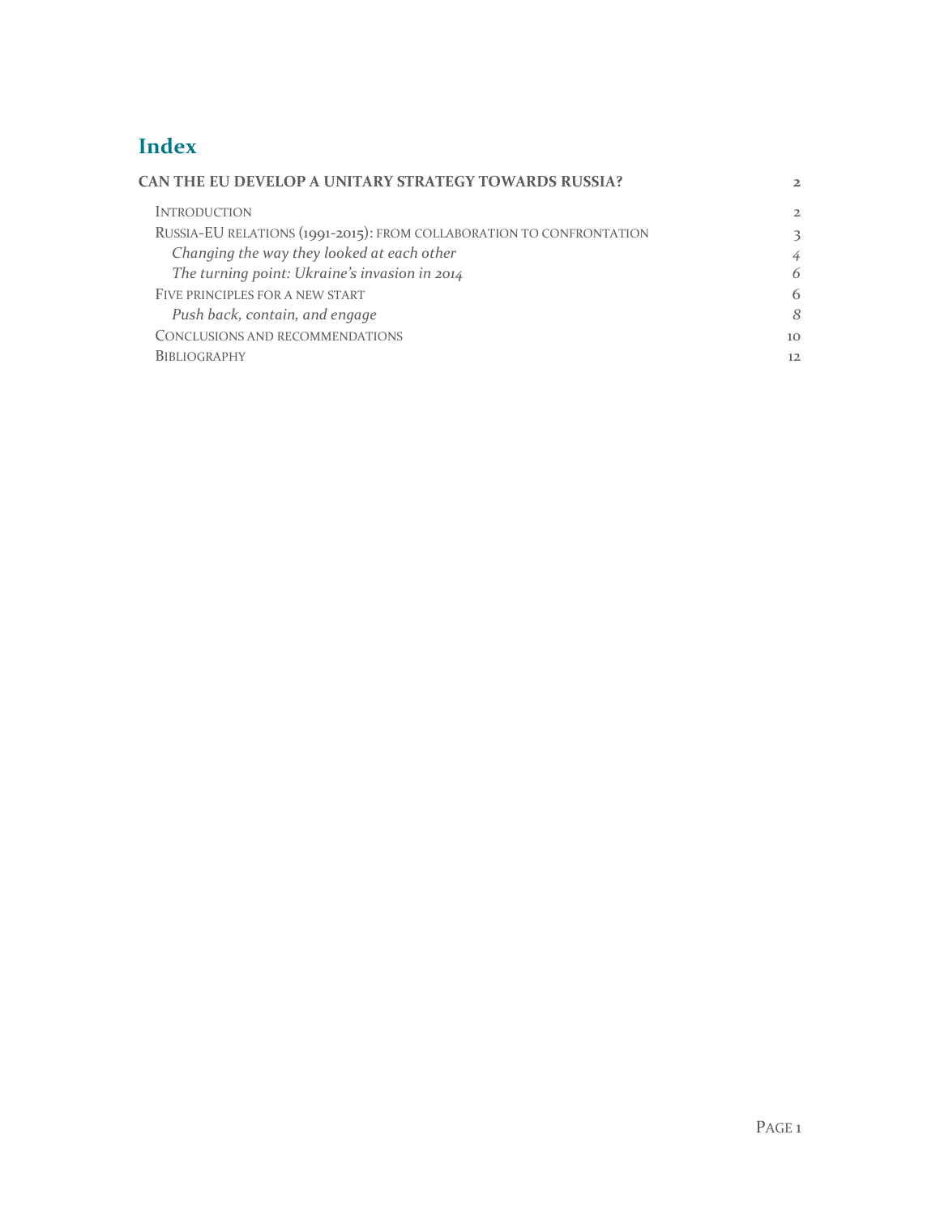# Index

**CAN THE EU DEVELOP A UNITARY STRATEGY TOWARDS RUSSIA?** 2

- INTRODUCTION 2
- RUSSIA-EU RELATIONS (1991-2015): FROM COLLABORATION TO CONFRONTATION 3
  - *Changing the way they looked at each other* 4
  - *The turning point: Ukraine's invasion in 2014* 6
- FIVE PRINCIPLES FOR A NEW START 6
  - *Push back, contain, and engage* 8
- CONCLUSIONS AND RECOMMENDATIONS 10
- BIBLIOGRAPHY 12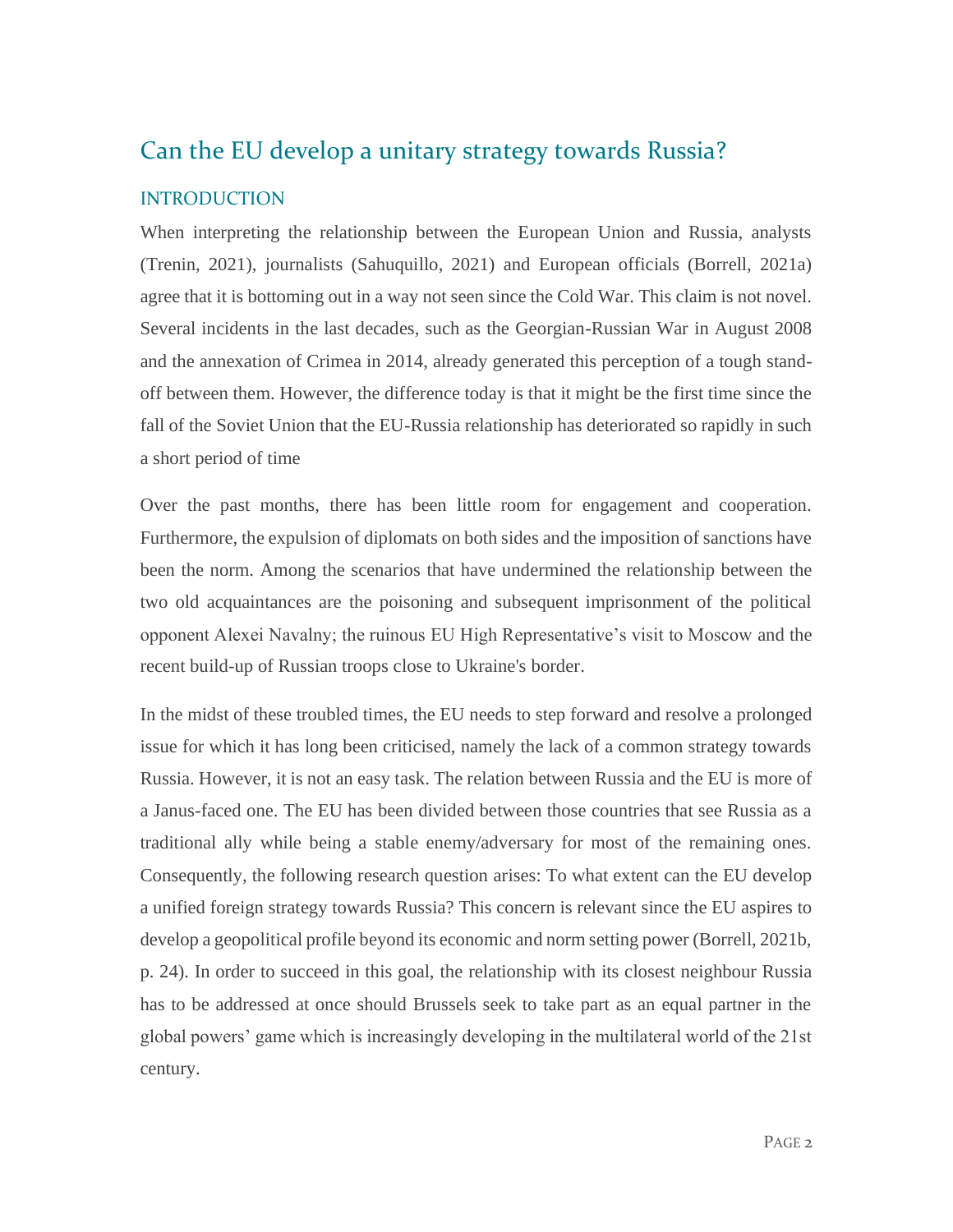# Can the EU develop a unitary strategy towards Russia?

## INTRODUCTION

When interpreting the relationship between the European Union and Russia, analysts (Trenin, 2021), journalists (Sahuquillo, 2021) and European officials (Borrell, 2021a) agree that it is bottoming out in a way not seen since the Cold War. This claim is not novel. Several incidents in the last decades, such as the Georgian-Russian War in August 2008 and the annexation of Crimea in 2014, already generated this perception of a tough stand-off between them. However, the difference today is that it might be the first time since the fall of the Soviet Union that the EU-Russia relationship has deteriorated so rapidly in such a short period of time

Over the past months, there has been little room for engagement and cooperation. Furthermore, the expulsion of diplomats on both sides and the imposition of sanctions have been the norm. Among the scenarios that have undermined the relationship between the two old acquaintances are the poisoning and subsequent imprisonment of the political opponent Alexei Navalny; the ruinous EU High Representative's visit to Moscow and the recent build-up of Russian troops close to Ukraine's border.

In the midst of these troubled times, the EU needs to step forward and resolve a prolonged issue for which it has long been criticised, namely the lack of a common strategy towards Russia. However, it is not an easy task. The relation between Russia and the EU is more of a Janus-faced one. The EU has been divided between those countries that see Russia as a traditional ally while being a stable enemy/adversary for most of the remaining ones. Consequently, the following research question arises: To what extent can the EU develop a unified foreign strategy towards Russia? This concern is relevant since the EU aspires to develop a geopolitical profile beyond its economic and norm setting power (Borrell, 2021b, p. 24). In order to succeed in this goal, the relationship with its closest neighbour Russia has to be addressed at once should Brussels seek to take part as an equal partner in the global powers' game which is increasingly developing in the multilateral world of the 21st century.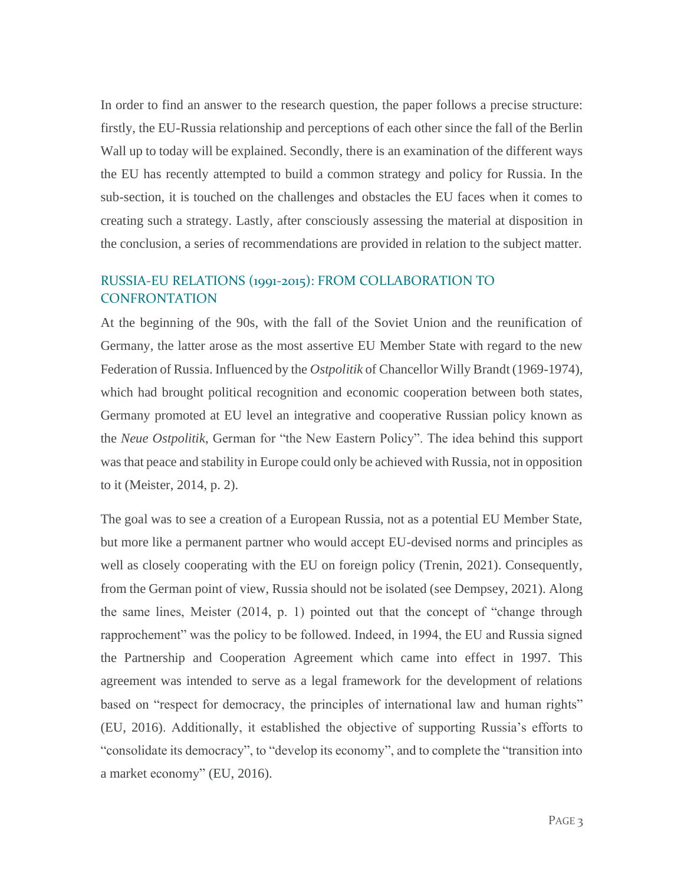In order to find an answer to the research question, the paper follows a precise structure: firstly, the EU-Russia relationship and perceptions of each other since the fall of the Berlin Wall up to today will be explained. Secondly, there is an examination of the different ways the EU has recently attempted to build a common strategy and policy for Russia. In the sub-section, it is touched on the challenges and obstacles the EU faces when it comes to creating such a strategy. Lastly, after consciously assessing the material at disposition in the conclusion, a series of recommendations are provided in relation to the subject matter.

## RUSSIA-EU RELATIONS (1991-2015): FROM COLLABORATION TO CONFRONTATION

At the beginning of the 90s, with the fall of the Soviet Union and the reunification of Germany, the latter arose as the most assertive EU Member State with regard to the new Federation of Russia. Influenced by the *Ostpolitik* of Chancellor Willy Brandt (1969-1974), which had brought political recognition and economic cooperation between both states, Germany promoted at EU level an integrative and cooperative Russian policy known as the *Neue Ostpolitik*, German for "the New Eastern Policy". The idea behind this support was that peace and stability in Europe could only be achieved with Russia, not in opposition to it (Meister, 2014, p. 2).

The goal was to see a creation of a European Russia, not as a potential EU Member State, but more like a permanent partner who would accept EU-devised norms and principles as well as closely cooperating with the EU on foreign policy (Trenin, 2021). Consequently, from the German point of view, Russia should not be isolated (see Dempsey, 2021). Along the same lines, Meister (2014, p. 1) pointed out that the concept of "change through rapprochement" was the policy to be followed. Indeed, in 1994, the EU and Russia signed the Partnership and Cooperation Agreement which came into effect in 1997. This agreement was intended to serve as a legal framework for the development of relations based on "respect for democracy, the principles of international law and human rights" (EU, 2016). Additionally, it established the objective of supporting Russia's efforts to "consolidate its democracy", to "develop its economy", and to complete the "transition into a market economy" (EU, 2016).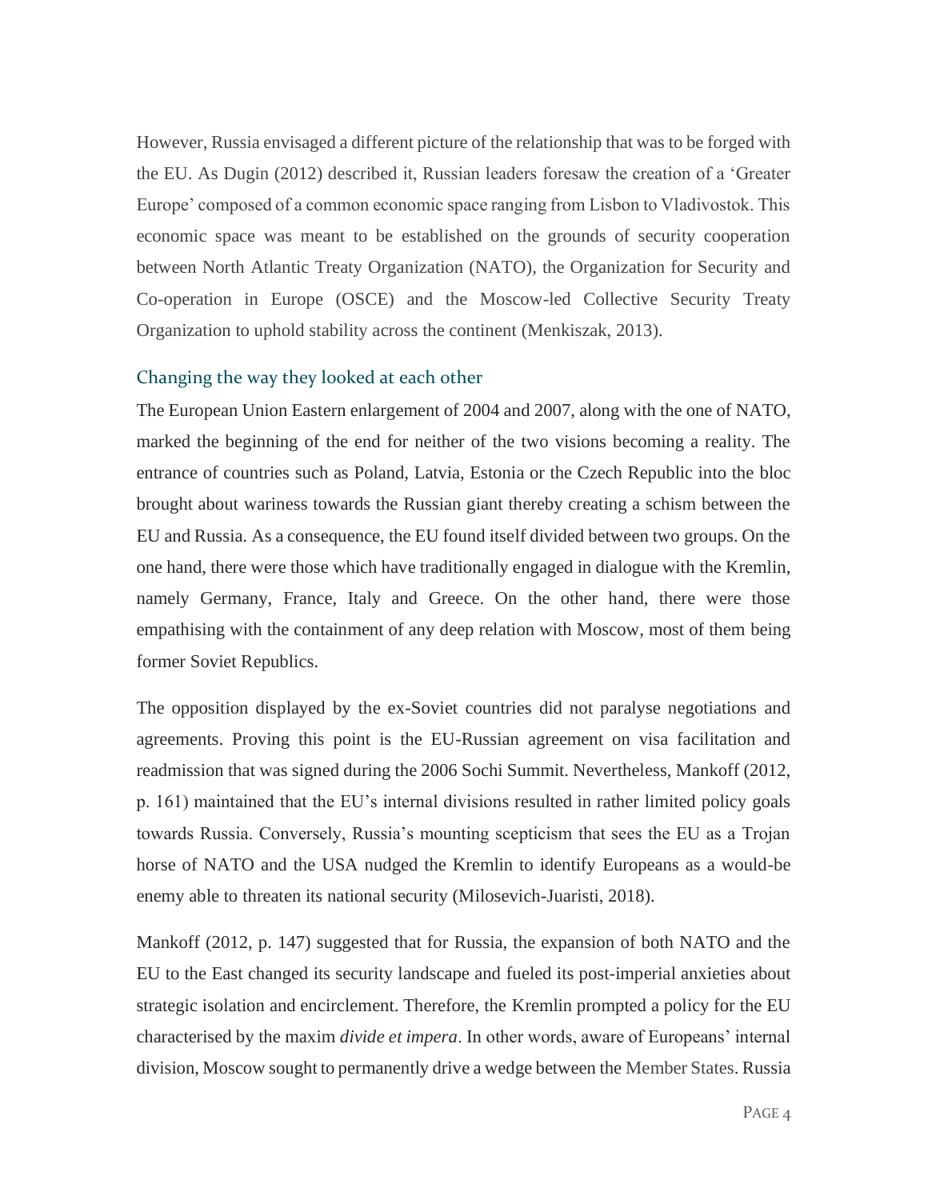However, Russia envisaged a different picture of the relationship that was to be forged with the EU. As Dugin (2012) described it, Russian leaders foresaw the creation of a 'Greater Europe' composed of a common economic space ranging from Lisbon to Vladivostok. This economic space was meant to be established on the grounds of security cooperation between North Atlantic Treaty Organization (NATO), the Organization for Security and Co-operation in Europe (OSCE) and the Moscow-led Collective Security Treaty Organization to uphold stability across the continent (Menkiszak, 2013).

## Changing the way they looked at each other

The European Union Eastern enlargement of 2004 and 2007, along with the one of NATO, marked the beginning of the end for neither of the two visions becoming a reality. The entrance of countries such as Poland, Latvia, Estonia or the Czech Republic into the bloc brought about wariness towards the Russian giant thereby creating a schism between the EU and Russia. As a consequence, the EU found itself divided between two groups. On the one hand, there were those which have traditionally engaged in dialogue with the Kremlin, namely Germany, France, Italy and Greece. On the other hand, there were those empathising with the containment of any deep relation with Moscow, most of them being former Soviet Republics.

The opposition displayed by the ex-Soviet countries did not paralyse negotiations and agreements. Proving this point is the EU-Russian agreement on visa facilitation and readmission that was signed during the 2006 Sochi Summit. Nevertheless, Mankoff (2012, p. 161) maintained that the EU's internal divisions resulted in rather limited policy goals towards Russia. Conversely, Russia's mounting scepticism that sees the EU as a Trojan horse of NATO and the USA nudged the Kremlin to identify Europeans as a would-be enemy able to threaten its national security (Milosevich-Juaristi, 2018).

Mankoff (2012, p. 147) suggested that for Russia, the expansion of both NATO and the EU to the East changed its security landscape and fueled its post-imperial anxieties about strategic isolation and encirclement. Therefore, the Kremlin prompted a policy for the EU characterised by the maxim *divide et impera*. In other words, aware of Europeans' internal division, Moscow sought to permanently drive a wedge between the Member States. Russia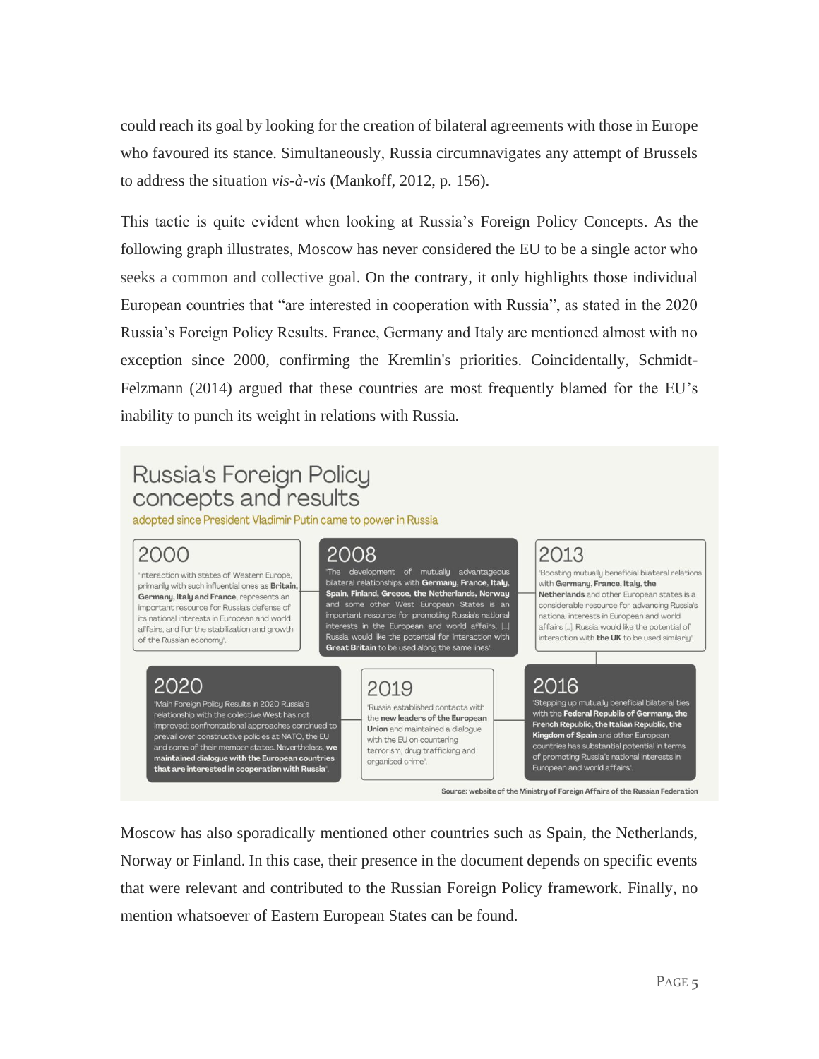could reach its goal by looking for the creation of bilateral agreements with those in Europe who favoured its stance. Simultaneously, Russia circumnavigates any attempt of Brussels to address the situation *vis-à-vis* (Mankoff, 2012, p. 156).

This tactic is quite evident when looking at Russia's Foreign Policy Concepts. As the following graph illustrates, Moscow has never considered the EU to be a single actor who seeks a common and collective goal. On the contrary, it only highlights those individual European countries that "are interested in cooperation with Russia", as stated in the 2020 Russia's Foreign Policy Results. France, Germany and Italy are mentioned almost with no exception since 2000, confirming the Kremlin's priorities. Coincidentally, Schmidt-Felzmann (2014) argued that these countries are most frequently blamed for the EU's inability to punch its weight in relations with Russia.

## Russia's Foreign Policy concepts and results

adopted since President Vladimir Putin came to power in Russia

**2000**

'Interaction with states of Western Europe, primarily with such influential ones as **Britain, Germany, Italy and France**, represents an important resource for Russia's defense of its national interests in European and world affairs, and for the stabilization and growth of the Russian economy'.

**2008**

'The development of mutually advantageous bilateral relationships with **Germany, France, Italy, Spain, Finland, Greece, the Netherlands, Norway** and some other West European States is an important resource for promoting Russia's national interests in the European and world affairs, [...] Russia would like the potential for interaction with **Great Britain** to be used along the same lines'.

**2013**

'Boosting mutually beneficial bilateral relations with **Germany, France, Italy, the Netherlands** and other European states is a considerable resource for advancing Russia's national interests in European and world affairs [...]. Russia would like the potential of interaction with **the UK** to be used similarly'.

**2016**

'Stepping up mutually beneficial bilateral ties with the **Federal Republic of Germany, the French Republic, the Italian Republic, the Kingdom of Spain** and other European countries has substantial potential in terms of promoting Russia's national interests in European and world affairs'.

**2019**

'Russia established contacts with the **new leaders of the European Union** and maintained a dialogue with the EU on countering terrorism, drug trafficking and organised crime'.

**2020**

'Main Foreign Policy Results in 2020 Russia's relationship with the collective West has not improved: confrontational approaches continued to prevail over constructive policies at NATO, the EU and some of their member states. Nevertheless, **we maintained dialogue with the European countries that are interested in cooperation with Russia**'.

Source: website of the Ministry of Foreign Affairs of the Russian Federation

Moscow has also sporadically mentioned other countries such as Spain, the Netherlands, Norway or Finland. In this case, their presence in the document depends on specific events that were relevant and contributed to the Russian Foreign Policy framework. Finally, no mention whatsoever of Eastern European States can be found.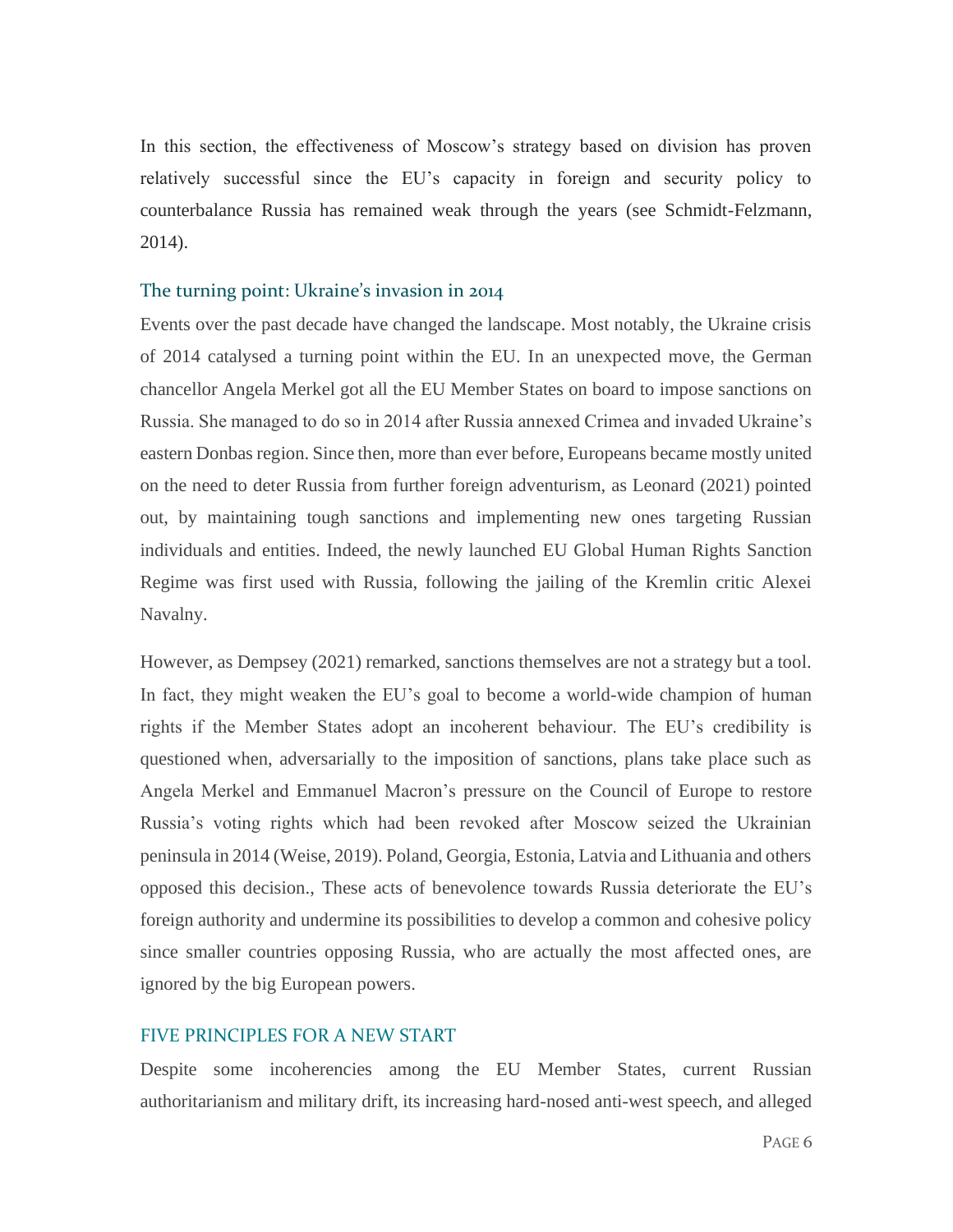In this section, the effectiveness of Moscow's strategy based on division has proven relatively successful since the EU's capacity in foreign and security policy to counterbalance Russia has remained weak through the years (see Schmidt-Felzmann, 2014).

### The turning point: Ukraine's invasion in 2014

Events over the past decade have changed the landscape. Most notably, the Ukraine crisis of 2014 catalysed a turning point within the EU. In an unexpected move, the German chancellor Angela Merkel got all the EU Member States on board to impose sanctions on Russia. She managed to do so in 2014 after Russia annexed Crimea and invaded Ukraine's eastern Donbas region. Since then, more than ever before, Europeans became mostly united on the need to deter Russia from further foreign adventurism, as Leonard (2021) pointed out, by maintaining tough sanctions and implementing new ones targeting Russian individuals and entities. Indeed, the newly launched EU Global Human Rights Sanction Regime was first used with Russia, following the jailing of the Kremlin critic Alexei Navalny.

However, as Dempsey (2021) remarked, sanctions themselves are not a strategy but a tool. In fact, they might weaken the EU's goal to become a world-wide champion of human rights if the Member States adopt an incoherent behaviour. The EU's credibility is questioned when, adversarially to the imposition of sanctions, plans take place such as Angela Merkel and Emmanuel Macron's pressure on the Council of Europe to restore Russia's voting rights which had been revoked after Moscow seized the Ukrainian peninsula in 2014 (Weise, 2019). Poland, Georgia, Estonia, Latvia and Lithuania and others opposed this decision., These acts of benevolence towards Russia deteriorate the EU's foreign authority and undermine its possibilities to develop a common and cohesive policy since smaller countries opposing Russia, who are actually the most affected ones, are ignored by the big European powers.

## FIVE PRINCIPLES FOR A NEW START

Despite some incoherencies among the EU Member States, current Russian authoritarianism and military drift, its increasing hard-nosed anti-west speech, and alleged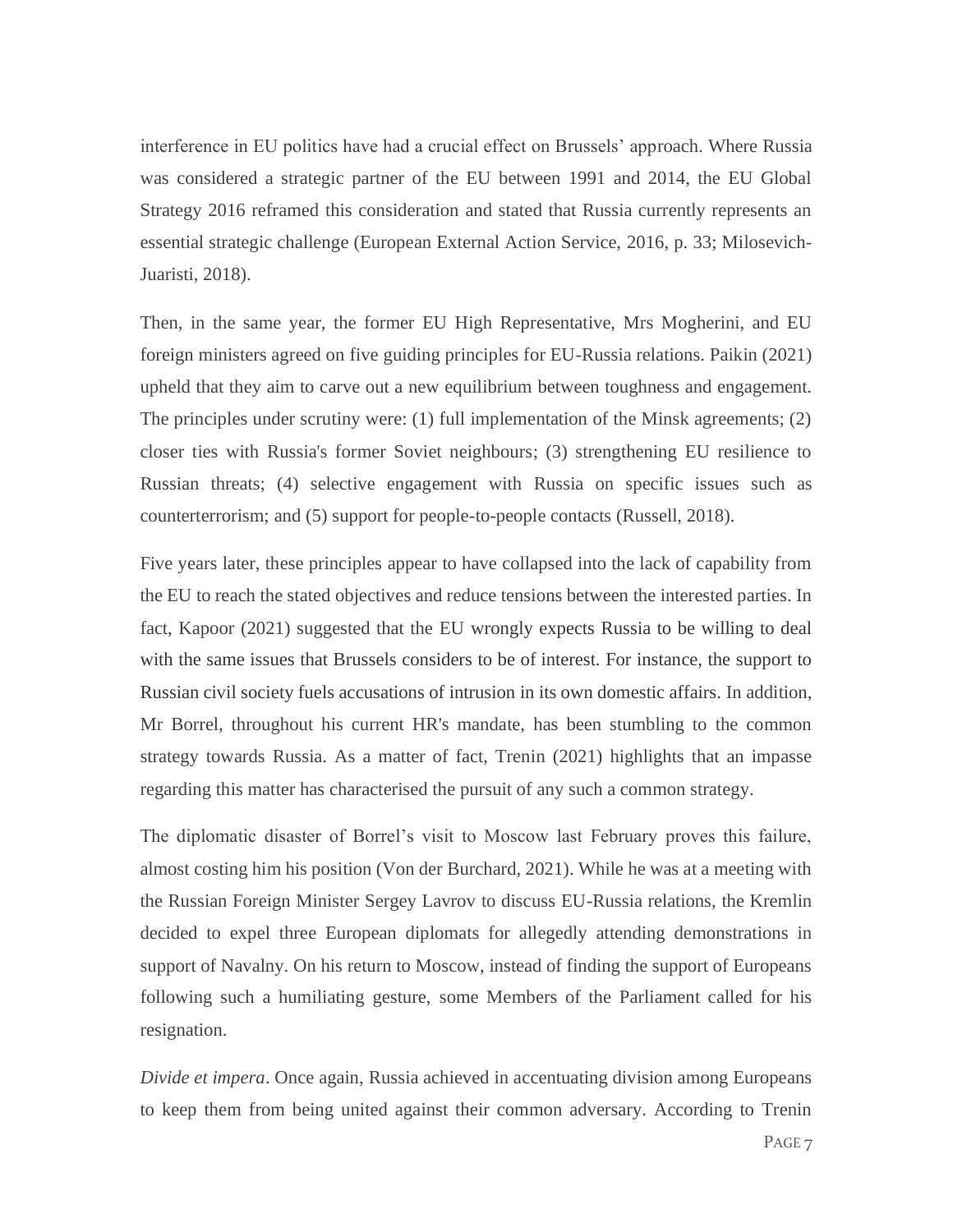interference in EU politics have had a crucial effect on Brussels' approach. Where Russia was considered a strategic partner of the EU between 1991 and 2014, the EU Global Strategy 2016 reframed this consideration and stated that Russia currently represents an essential strategic challenge (European External Action Service, 2016, p. 33; Milosevich-Juaristi, 2018).

Then, in the same year, the former EU High Representative, Mrs Mogherini, and EU foreign ministers agreed on five guiding principles for EU-Russia relations. Paikin (2021) upheld that they aim to carve out a new equilibrium between toughness and engagement. The principles under scrutiny were: (1) full implementation of the Minsk agreements; (2) closer ties with Russia's former Soviet neighbours; (3) strengthening EU resilience to Russian threats; (4) selective engagement with Russia on specific issues such as counterterrorism; and (5) support for people-to-people contacts (Russell, 2018).

Five years later, these principles appear to have collapsed into the lack of capability from the EU to reach the stated objectives and reduce tensions between the interested parties. In fact, Kapoor (2021) suggested that the EU wrongly expects Russia to be willing to deal with the same issues that Brussels considers to be of interest. For instance, the support to Russian civil society fuels accusations of intrusion in its own domestic affairs. In addition, Mr Borrel, throughout his current HR's mandate, has been stumbling to the common strategy towards Russia. As a matter of fact, Trenin (2021) highlights that an impasse regarding this matter has characterised the pursuit of any such a common strategy.

The diplomatic disaster of Borrel's visit to Moscow last February proves this failure, almost costing him his position (Von der Burchard, 2021). While he was at a meeting with the Russian Foreign Minister Sergey Lavrov to discuss EU-Russia relations, the Kremlin decided to expel three European diplomats for allegedly attending demonstrations in support of Navalny. On his return to Moscow, instead of finding the support of Europeans following such a humiliating gesture, some Members of the Parliament called for his resignation.

*Divide et impera*. Once again, Russia achieved in accentuating division among Europeans to keep them from being united against their common adversary. According to Trenin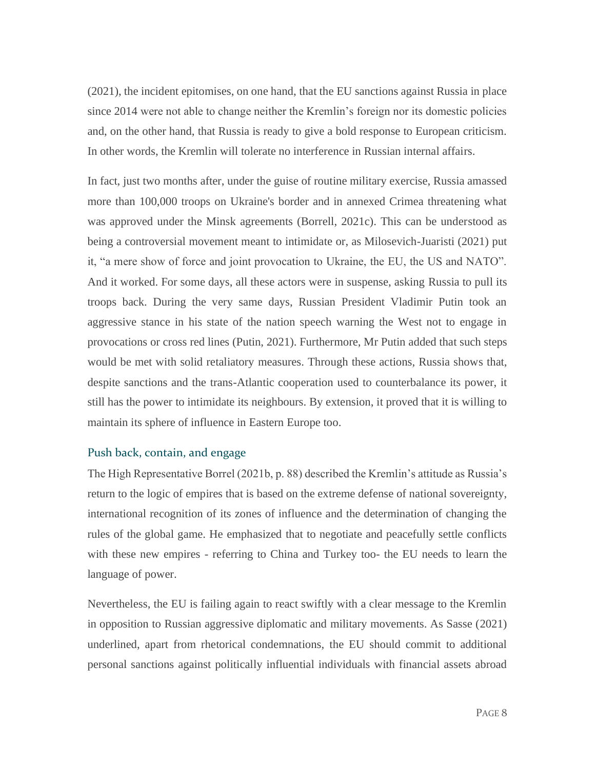(2021), the incident epitomises, on one hand, that the EU sanctions against Russia in place since 2014 were not able to change neither the Kremlin's foreign nor its domestic policies and, on the other hand, that Russia is ready to give a bold response to European criticism. In other words, the Kremlin will tolerate no interference in Russian internal affairs.

In fact, just two months after, under the guise of routine military exercise, Russia amassed more than 100,000 troops on Ukraine's border and in annexed Crimea threatening what was approved under the Minsk agreements (Borrell, 2021c). This can be understood as being a controversial movement meant to intimidate or, as Milosevich-Juaristi (2021) put it, "a mere show of force and joint provocation to Ukraine, the EU, the US and NATO". And it worked. For some days, all these actors were in suspense, asking Russia to pull its troops back. During the very same days, Russian President Vladimir Putin took an aggressive stance in his state of the nation speech warning the West not to engage in provocations or cross red lines (Putin, 2021). Furthermore, Mr Putin added that such steps would be met with solid retaliatory measures. Through these actions, Russia shows that, despite sanctions and the trans-Atlantic cooperation used to counterbalance its power, it still has the power to intimidate its neighbours. By extension, it proved that it is willing to maintain its sphere of influence in Eastern Europe too.

## Push back, contain, and engage

The High Representative Borrel (2021b, p. 88) described the Kremlin's attitude as Russia's return to the logic of empires that is based on the extreme defense of national sovereignty, international recognition of its zones of influence and the determination of changing the rules of the global game. He emphasized that to negotiate and peacefully settle conflicts with these new empires - referring to China and Turkey too- the EU needs to learn the language of power.

Nevertheless, the EU is failing again to react swiftly with a clear message to the Kremlin in opposition to Russian aggressive diplomatic and military movements. As Sasse (2021) underlined, apart from rhetorical condemnations, the EU should commit to additional personal sanctions against politically influential individuals with financial assets abroad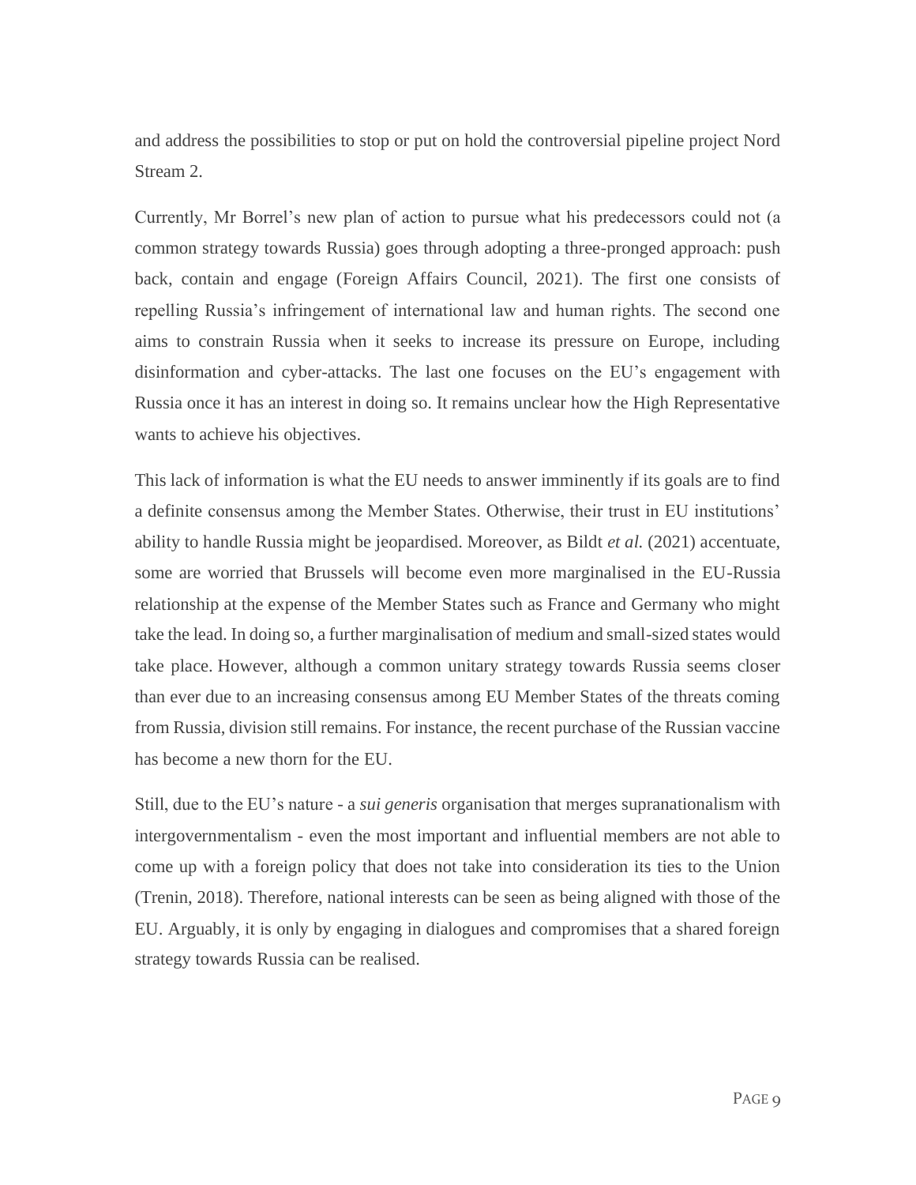and address the possibilities to stop or put on hold the controversial pipeline project Nord Stream 2.

Currently, Mr Borrel's new plan of action to pursue what his predecessors could not (a common strategy towards Russia) goes through adopting a three-pronged approach: push back, contain and engage (Foreign Affairs Council, 2021). The first one consists of repelling Russia's infringement of international law and human rights. The second one aims to constrain Russia when it seeks to increase its pressure on Europe, including disinformation and cyber-attacks. The last one focuses on the EU's engagement with Russia once it has an interest in doing so. It remains unclear how the High Representative wants to achieve his objectives.

This lack of information is what the EU needs to answer imminently if its goals are to find a definite consensus among the Member States. Otherwise, their trust in EU institutions' ability to handle Russia might be jeopardised. Moreover, as Bildt *et al.* (2021) accentuate, some are worried that Brussels will become even more marginalised in the EU-Russia relationship at the expense of the Member States such as France and Germany who might take the lead. In doing so, a further marginalisation of medium and small-sized states would take place. However, although a common unitary strategy towards Russia seems closer than ever due to an increasing consensus among EU Member States of the threats coming from Russia, division still remains. For instance, the recent purchase of the Russian vaccine has become a new thorn for the EU.

Still, due to the EU's nature - a *sui generis* organisation that merges supranationalism with intergovernmentalism - even the most important and influential members are not able to come up with a foreign policy that does not take into consideration its ties to the Union (Trenin, 2018). Therefore, national interests can be seen as being aligned with those of the EU. Arguably, it is only by engaging in dialogues and compromises that a shared foreign strategy towards Russia can be realised.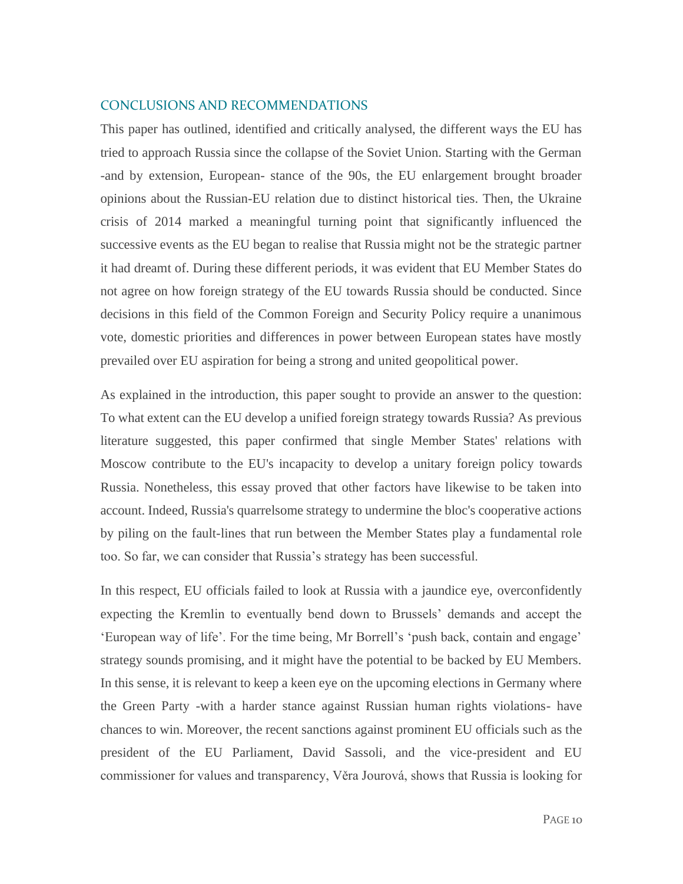## CONCLUSIONS AND RECOMMENDATIONS

This paper has outlined, identified and critically analysed, the different ways the EU has tried to approach Russia since the collapse of the Soviet Union. Starting with the German -and by extension, European- stance of the 90s, the EU enlargement brought broader opinions about the Russian-EU relation due to distinct historical ties. Then, the Ukraine crisis of 2014 marked a meaningful turning point that significantly influenced the successive events as the EU began to realise that Russia might not be the strategic partner it had dreamt of. During these different periods, it was evident that EU Member States do not agree on how foreign strategy of the EU towards Russia should be conducted. Since decisions in this field of the Common Foreign and Security Policy require a unanimous vote, domestic priorities and differences in power between European states have mostly prevailed over EU aspiration for being a strong and united geopolitical power.

As explained in the introduction, this paper sought to provide an answer to the question: To what extent can the EU develop a unified foreign strategy towards Russia? As previous literature suggested, this paper confirmed that single Member States' relations with Moscow contribute to the EU's incapacity to develop a unitary foreign policy towards Russia. Nonetheless, this essay proved that other factors have likewise to be taken into account. Indeed, Russia's quarrelsome strategy to undermine the bloc's cooperative actions by piling on the fault-lines that run between the Member States play a fundamental role too. So far, we can consider that Russia’s strategy has been successful.

In this respect, EU officials failed to look at Russia with a jaundice eye, overconfidently expecting the Kremlin to eventually bend down to Brussels’ demands and accept the ‘European way of life’. For the time being, Mr Borrell’s ‘push back, contain and engage’ strategy sounds promising, and it might have the potential to be backed by EU Members. In this sense, it is relevant to keep a keen eye on the upcoming elections in Germany where the Green Party -with a harder stance against Russian human rights violations- have chances to win. Moreover, the recent sanctions against prominent EU officials such as the president of the EU Parliament, David Sassoli, and the vice-president and EU commissioner for values and transparency, Věra Jourová, shows that Russia is looking for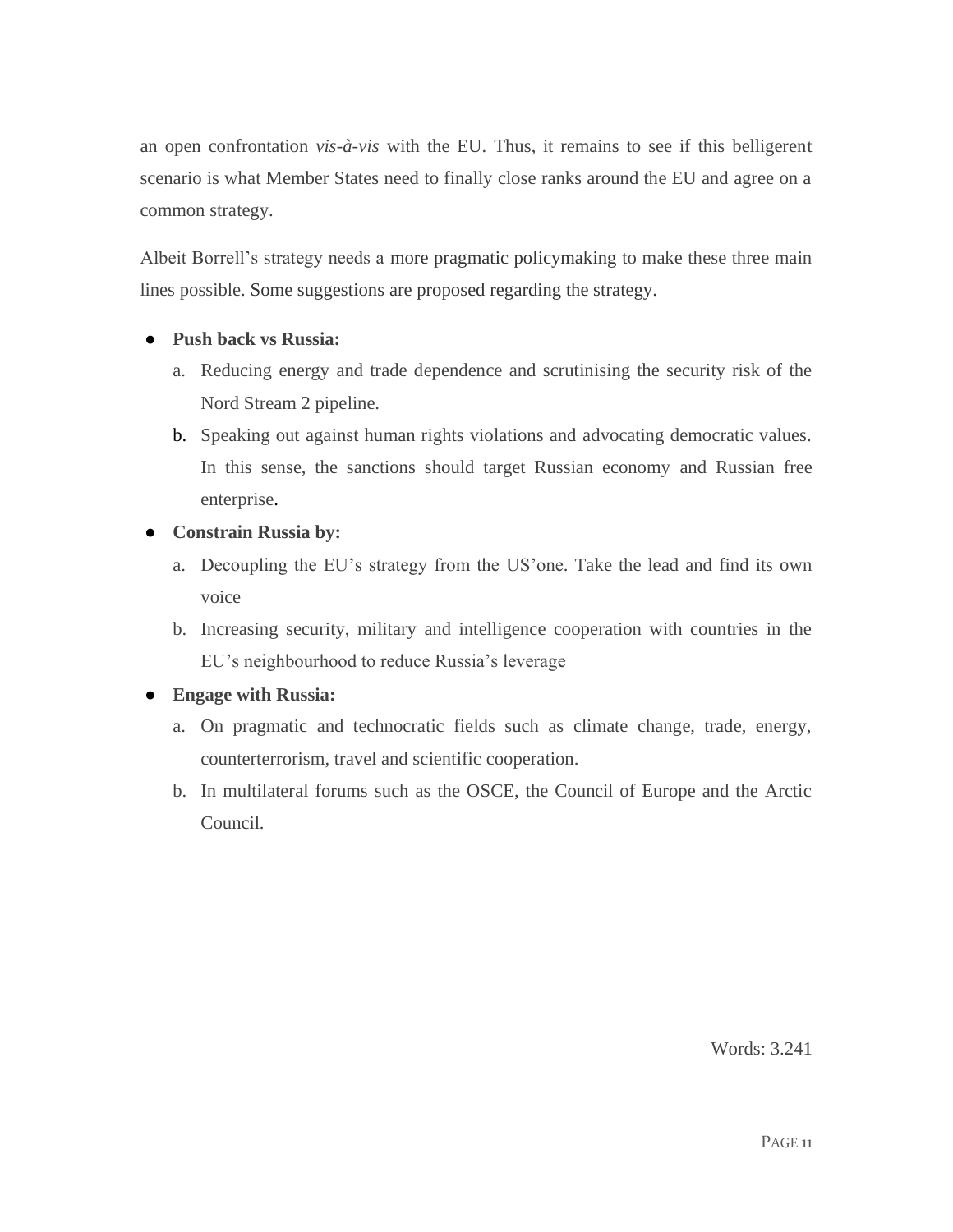an open confrontation *vis-à-vis* with the EU. Thus, it remains to see if this belligerent scenario is what Member States need to finally close ranks around the EU and agree on a common strategy.

Albeit Borrell's strategy needs a more pragmatic policymaking to make these three main lines possible. Some suggestions are proposed regarding the strategy.

- **Push back vs Russia:**
  a. Reducing energy and trade dependence and scrutinising the security risk of the Nord Stream 2 pipeline.
  b. Speaking out against human rights violations and advocating democratic values. In this sense, the sanctions should target Russian economy and Russian free enterprise.
- **Constrain Russia by:**
  a. Decoupling the EU's strategy from the US'one. Take the lead and find its own voice
  b. Increasing security, military and intelligence cooperation with countries in the EU's neighbourhood to reduce Russia's leverage
- **Engage with Russia:**
  a. On pragmatic and technocratic fields such as climate change, trade, energy, counterterrorism, travel and scientific cooperation.
  b. In multilateral forums such as the OSCE, the Council of Europe and the Arctic Council.

Words: 3.241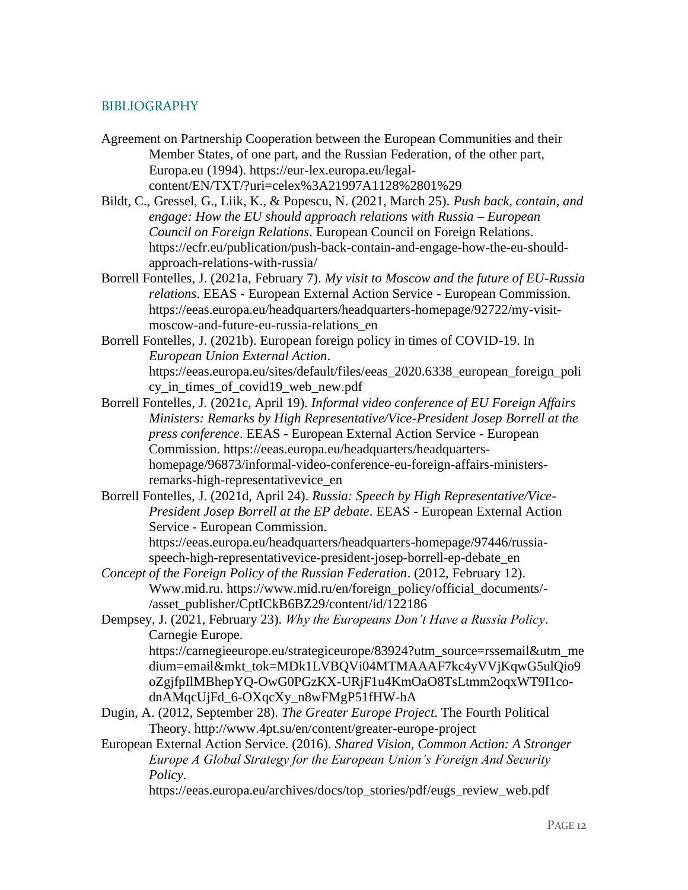## BIBLIOGRAPHY

Agreement on Partnership Cooperation between the European Communities and their Member States, of one part, and the Russian Federation, of the other part, Europa.eu (1994). https://eur-lex.europa.eu/legal-content/EN/TXT/?uri=celex%3A21997A1128%2801%29

Bildt, C., Gressel, G., Liik, K., & Popescu, N. (2021, March 25). *Push back, contain, and engage: How the EU should approach relations with Russia – European Council on Foreign Relations*. European Council on Foreign Relations. https://ecfr.eu/publication/push-back-contain-and-engage-how-the-eu-should-approach-relations-with-russia/

Borrell Fontelles, J. (2021a, February 7). *My visit to Moscow and the future of EU-Russia relations*. EEAS - European External Action Service - European Commission. https://eeas.europa.eu/headquarters/headquarters-homepage/92722/my-visit-moscow-and-future-eu-russia-relations_en

Borrell Fontelles, J. (2021b). European foreign policy in times of COVID-19. In *European Union External Action*. https://eeas.europa.eu/sites/default/files/eeas_2020.6338_european_foreign_policy_in_times_of_covid19_web_new.pdf

Borrell Fontelles, J. (2021c, April 19). *Informal video conference of EU Foreign Affairs Ministers: Remarks by High Representative/Vice-President Josep Borrell at the press conference*. EEAS - European External Action Service - European Commission. https://eeas.europa.eu/headquarters/headquarters-homepage/96873/informal-video-conference-eu-foreign-affairs-ministers-remarks-high-representativevice_en

Borrell Fontelles, J. (2021d, April 24). *Russia: Speech by High Representative/Vice-President Josep Borrell at the EP debate*. EEAS - European External Action Service - European Commission. https://eeas.europa.eu/headquarters/headquarters-homepage/97446/russia-speech-high-representativevice-president-josep-borrell-ep-debate_en

*Concept of the Foreign Policy of the Russian Federation*. (2012, February 12). Www.mid.ru. https://www.mid.ru/en/foreign_policy/official_documents/-/asset_publisher/CptICkB6BZ29/content/id/122186

Dempsey, J. (2021, February 23). *Why the Europeans Don't Have a Russia Policy*. Carnegie Europe. https://carnegieeurope.eu/strategiceurope/83924?utm_source=rssemail&utm_medium=email&mkt_tok=MDk1LVBQVi04MTMAAAF7kc4yVVjKqwG5ulQio9oZgjfpIlMBhepYQ-OwG0PGzKX-URjF1u4KmOaO8TsLtmm2oqxWT9I1co-dnAMqcUjFd_6-OXqcXy_n8wFMgP51fHW-hA

Dugin, A. (2012, September 28). *The Greater Europe Project*. The Fourth Political Theory. http://www.4pt.su/en/content/greater-europe-project

European External Action Service. (2016). *Shared Vision, Common Action: A Stronger Europe A Global Strategy for the European Union's Foreign And Security Policy*. https://eeas.europa.eu/archives/docs/top_stories/pdf/eugs_review_web.pdf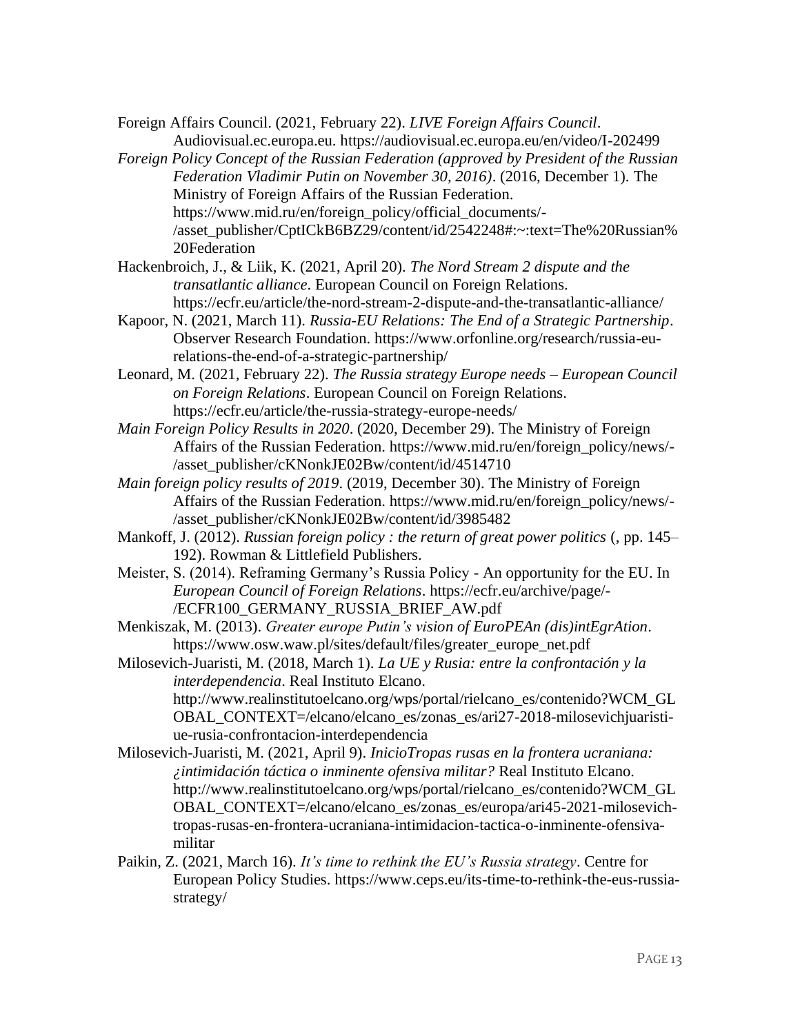Foreign Affairs Council. (2021, February 22). *LIVE Foreign Affairs Council*. Audiovisual.ec.europa.eu. https://audiovisual.ec.europa.eu/en/video/I-202499

*Foreign Policy Concept of the Russian Federation (approved by President of the Russian Federation Vladimir Putin on November 30, 2016)*. (2016, December 1). The Ministry of Foreign Affairs of the Russian Federation. https://www.mid.ru/en/foreign_policy/official_documents/-/asset_publisher/CptICkB6BZ29/content/id/2542248#:~:text=The%20Russian%20Federation

Hackenbroich, J., & Liik, K. (2021, April 20). *The Nord Stream 2 dispute and the transatlantic alliance*. European Council on Foreign Relations. https://ecfr.eu/article/the-nord-stream-2-dispute-and-the-transatlantic-alliance/

Kapoor, N. (2021, March 11). *Russia-EU Relations: The End of a Strategic Partnership*. Observer Research Foundation. https://www.orfonline.org/research/russia-eu-relations-the-end-of-a-strategic-partnership/

Leonard, M. (2021, February 22). *The Russia strategy Europe needs – European Council on Foreign Relations*. European Council on Foreign Relations. https://ecfr.eu/article/the-russia-strategy-europe-needs/

*Main Foreign Policy Results in 2020*. (2020, December 29). The Ministry of Foreign Affairs of the Russian Federation. https://www.mid.ru/en/foreign_policy/news/-/asset_publisher/cKNonkJE02Bw/content/id/4514710

*Main foreign policy results of 2019*. (2019, December 30). The Ministry of Foreign Affairs of the Russian Federation. https://www.mid.ru/en/foreign_policy/news/-/asset_publisher/cKNonkJE02Bw/content/id/3985482

Mankoff, J. (2012). *Russian foreign policy : the return of great power politics* (, pp. 145–192). Rowman & Littlefield Publishers.

Meister, S. (2014). Reframing Germany's Russia Policy - An opportunity for the EU. In *European Council of Foreign Relations*. https://ecfr.eu/archive/page/-/ECFR100_GERMANY_RUSSIA_BRIEF_AW.pdf

Menkiszak, M. (2013). *Greater europe Putin's vision of EuroPEAn (dis)intEgrAtion*. https://www.osw.waw.pl/sites/default/files/greater_europe_net.pdf

Milosevich-Juaristi, M. (2018, March 1). *La UE y Rusia: entre la confrontación y la interdependencia*. Real Instituto Elcano. http://www.realinstitutoelcano.org/wps/portal/rielcano_es/contenido?WCM_GLOBAL_CONTEXT=/elcano/elcano_es/zonas_es/ari27-2018-milosevichjuaristi-ue-rusia-confrontacion-interdependencia

Milosevich-Juaristi, M. (2021, April 9). *InicioTropas rusas en la frontera ucraniana: ¿intimidación táctica o inminente ofensiva militar?* Real Instituto Elcano. http://www.realinstitutoelcano.org/wps/portal/rielcano_es/contenido?WCM_GLOBAL_CONTEXT=/elcano/elcano_es/zonas_es/europa/ari45-2021-milosevich-tropas-rusas-en-frontera-ucraniana-intimidacion-tactica-o-inminente-ofensiva-militar

Paikin, Z. (2021, March 16). *It's time to rethink the EU's Russia strategy*. Centre for European Policy Studies. https://www.ceps.eu/its-time-to-rethink-the-eus-russia-strategy/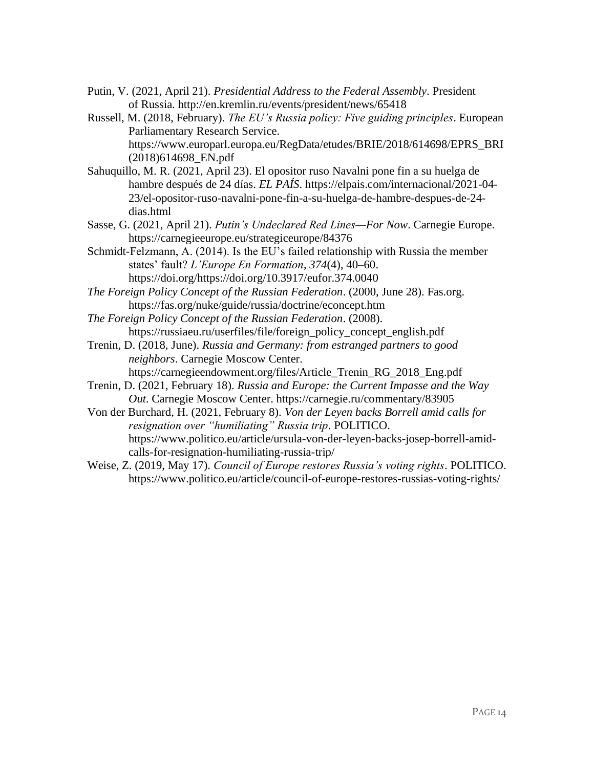Putin, V. (2021, April 21). *Presidential Address to the Federal Assembly*. President of Russia. http://en.kremlin.ru/events/president/news/65418

Russell, M. (2018, February). *The EU's Russia policy: Five guiding principles*. European Parliamentary Research Service. https://www.europarl.europa.eu/RegData/etudes/BRIE/2018/614698/EPRS_BRI(2018)614698_EN.pdf

Sahuquillo, M. R. (2021, April 23). El opositor ruso Navalni pone fin a su huelga de hambre después de 24 días. *EL PAÍS*. https://elpais.com/internacional/2021-04-23/el-opositor-ruso-navalni-pone-fin-a-su-huelga-de-hambre-despues-de-24-dias.html

Sasse, G. (2021, April 21). *Putin's Undeclared Red Lines—For Now*. Carnegie Europe. https://carnegieeurope.eu/strategiceurope/84376

Schmidt-Felzmann, A. (2014). Is the EU's failed relationship with Russia the member states' fault? *L'Europe En Formation*, *374*(4), 40–60. https://doi.org/https://doi.org/10.3917/eufor.374.0040

*The Foreign Policy Concept of the Russian Federation*. (2000, June 28). Fas.org. https://fas.org/nuke/guide/russia/doctrine/econcept.htm

*The Foreign Policy Concept of the Russian Federation*. (2008). https://russiaeu.ru/userfiles/file/foreign_policy_concept_english.pdf

Trenin, D. (2018, June). *Russia and Germany: from estranged partners to good neighbors*. Carnegie Moscow Center. https://carnegieendowment.org/files/Article_Trenin_RG_2018_Eng.pdf

Trenin, D. (2021, February 18). *Russia and Europe: the Current Impasse and the Way Out*. Carnegie Moscow Center. https://carnegie.ru/commentary/83905

Von der Burchard, H. (2021, February 8). *Von der Leyen backs Borrell amid calls for resignation over "humiliating" Russia trip*. POLITICO. https://www.politico.eu/article/ursula-von-der-leyen-backs-josep-borrell-amid-calls-for-resignation-humiliating-russia-trip/

Weise, Z. (2019, May 17). *Council of Europe restores Russia's voting rights*. POLITICO. https://www.politico.eu/article/council-of-europe-restores-russias-voting-rights/